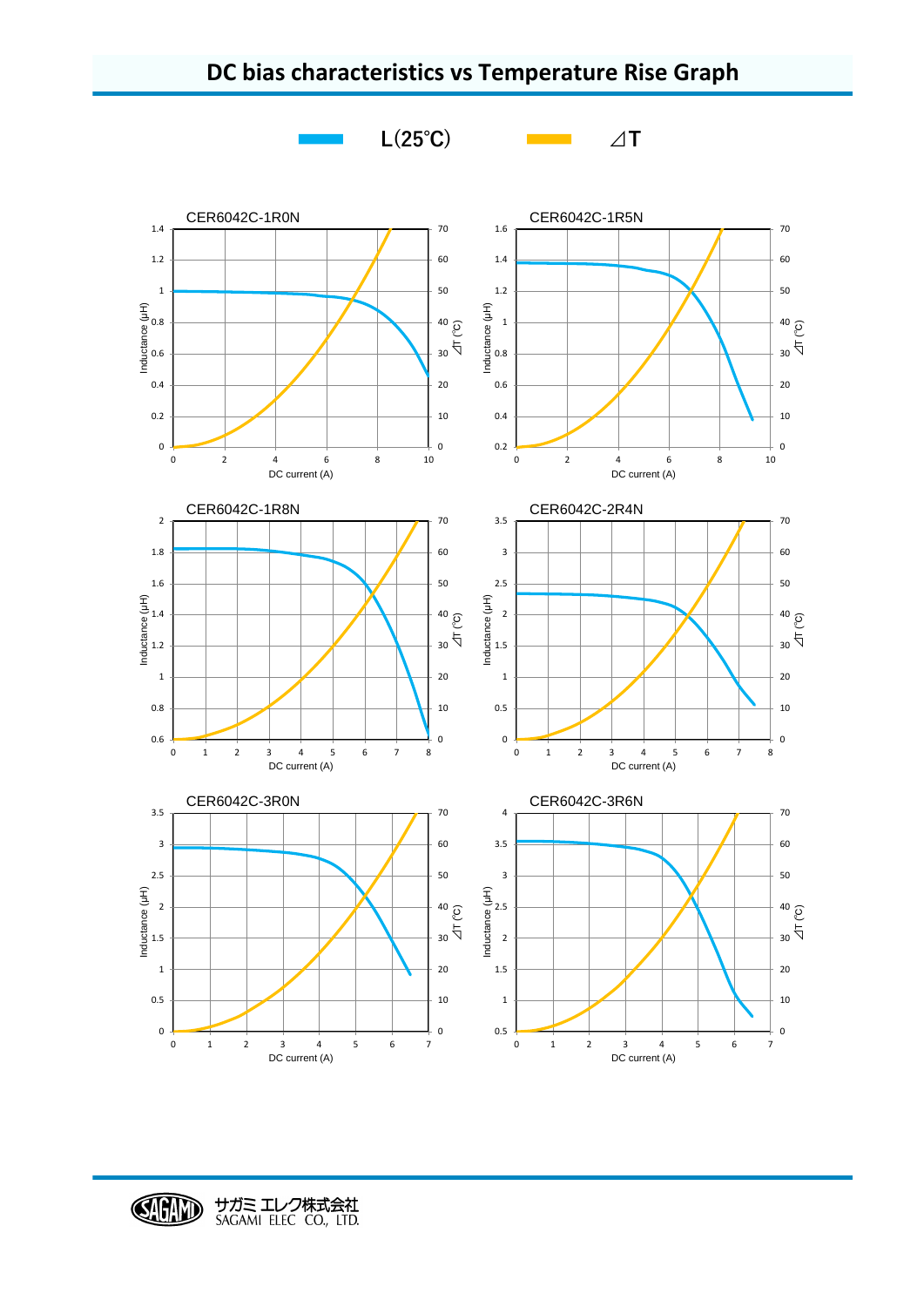# DC bias characteristics vs Temperature Rise Graph

L(25℃)　　⊿T

CER6042C-1R0N

Inductance (μH)
1.4
1.2
1
0.8
0.6
0.4
0.2
0

⊿T (℃)
70
60
50
40
30
20
10
0

DC current (A)
0 2 4 6 8 10

CER6042C-1R5N

Inductance (μH)
1.6
1.4
1.2
1
0.8
0.6
0.4
0.2

⊿T (℃)
70
60
50
40
30
20
10
0

DC current (A)
0 2 4 6 8 10

CER6042C-1R8N

Inductance (μH)
2
1.8
1.6
1.4
1.2
1
0.8
0.6

⊿T (℃)
70
60
50
40
30
20
10
0

DC current (A)
0 1 2 3 4 5 6 7 8

CER6042C-2R4N

Inductance (μH)
3.5
3
2.5
2
1.5
1
0.5
0

⊿T (℃)
70
60
50
40
30
20
10
0

DC current (A)
0 1 2 3 4 5 6 7 8

CER6042C-3R0N

Inductance (μH)
3.5
3
2.5
2
1.5
1
0.5
0

⊿T (℃)
70
60
50
40
30
20
10
0

DC current (A)
0 1 2 3 4 5 6 7

CER6042C-3R6N

Inductance (μH)
4
3.5
3
2.5
2
1.5
1
0.5

⊿T (℃)
70
60
50
40
30
20
10
0

DC current (A)
0 1 2 3 4 5 6 7

サガミ エレク株式会社
SAGAMI ELEC CO., LTD.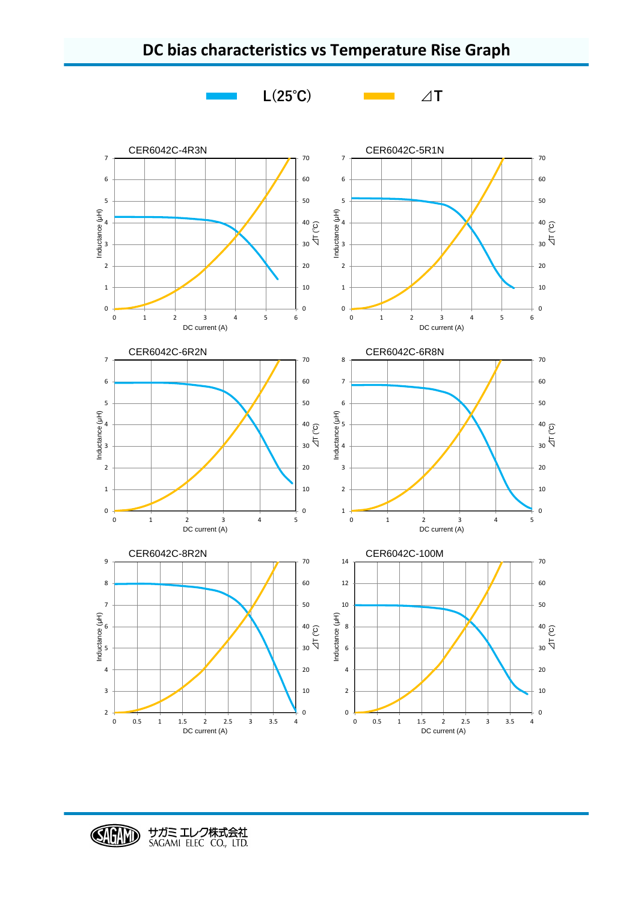# DC bias characteristics vs Temperature Rise Graph

L(25℃)　　⊿T

CER6042C-4R3N

Inductance (μH): 0 1 2 3 4 5 6 7
⊿T (℃): 0 10 20 30 40 50 60 70
DC current (A): 0 1 2 3 4 5 6

CER6042C-5R1N

Inductance (μH): 0 1 2 3 4 5 6 7
⊿T (℃): 0 10 20 30 40 50 60 70
DC current (A): 0 1 2 3 4 5 6

CER6042C-6R2N

Inductance (μH): 0 1 2 3 4 5 6 7
⊿T (℃): 0 10 20 30 40 50 60 70
DC current (A): 0 1 2 3 4 5

CER6042C-6R8N

Inductance (μH): 1 2 3 4 5 6 7 8
⊿T (℃): 0 10 20 30 40 50 60 70
DC current (A): 0 1 2 3 4 5

CER6042C-8R2N

Inductance (μH): 2 3 4 5 6 7 8 9
⊿T (℃): 0 10 20 30 40 50 60 70
DC current (A): 0 0.5 1 1.5 2 2.5 3 3.5 4

CER6042C-100M

Inductance (μH): 0 2 4 6 8 10 12 14
⊿T (℃): 0 10 20 30 40 50 60 70
DC current (A): 0 0.5 1 1.5 2 2.5 3 3.5 4

サガミ エレク株式会社
SAGAMI ELEC CO., LTD.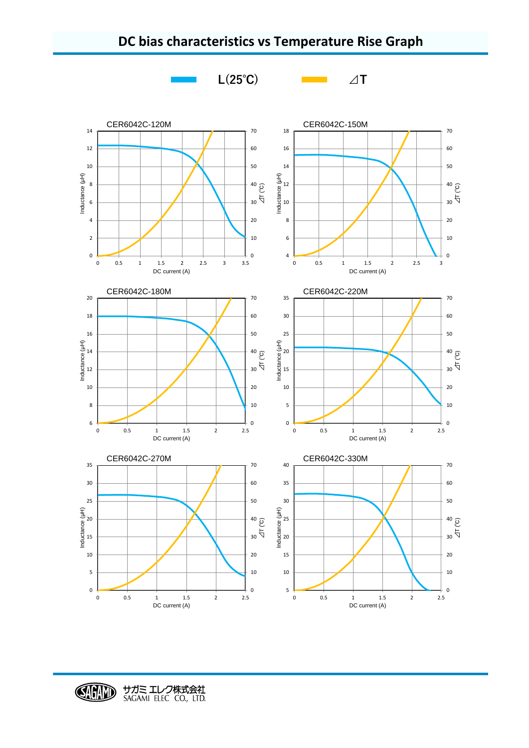# DC bias characteristics vs Temperature Rise Graph

L(25℃) ⊿T

CER6042C-120M

Inductance (μH): 0, 2, 4, 6, 8, 10, 12, 14

⊿T (℃): 0, 10, 20, 30, 40, 50, 60, 70

DC current (A): 0, 0.5, 1, 1.5, 2, 2.5, 3, 3.5

CER6042C-150M

Inductance (μH): 4, 6, 8, 10, 12, 14, 16, 18

⊿T (℃): 0, 10, 20, 30, 40, 50, 60, 70

DC current (A): 0, 0.5, 1, 1.5, 2, 2.5, 3

CER6042C-180M

Inductance (μH): 6, 8, 10, 12, 14, 16, 18, 20

⊿T (℃): 0, 10, 20, 30, 40, 50, 60, 70

DC current (A): 0, 0.5, 1, 1.5, 2, 2.5

CER6042C-220M

Inductance (μH): 0, 5, 10, 15, 20, 25, 30, 35

⊿T (℃): 0, 10, 20, 30, 40, 50, 60, 70

DC current (A): 0, 0.5, 1, 1.5, 2, 2.5

CER6042C-270M

Inductance (μH): 0, 5, 10, 15, 20, 25, 30, 35

⊿T (℃): 0, 10, 20, 30, 40, 50, 60, 70

DC current (A): 0, 0.5, 1, 1.5, 2, 2.5

CER6042C-330M

Inductance (μH): 5, 10, 15, 20, 25, 30, 35, 40

⊿T (℃): 0, 10, 20, 30, 40, 50, 60, 70

DC current (A): 0, 0.5, 1, 1.5, 2, 2.5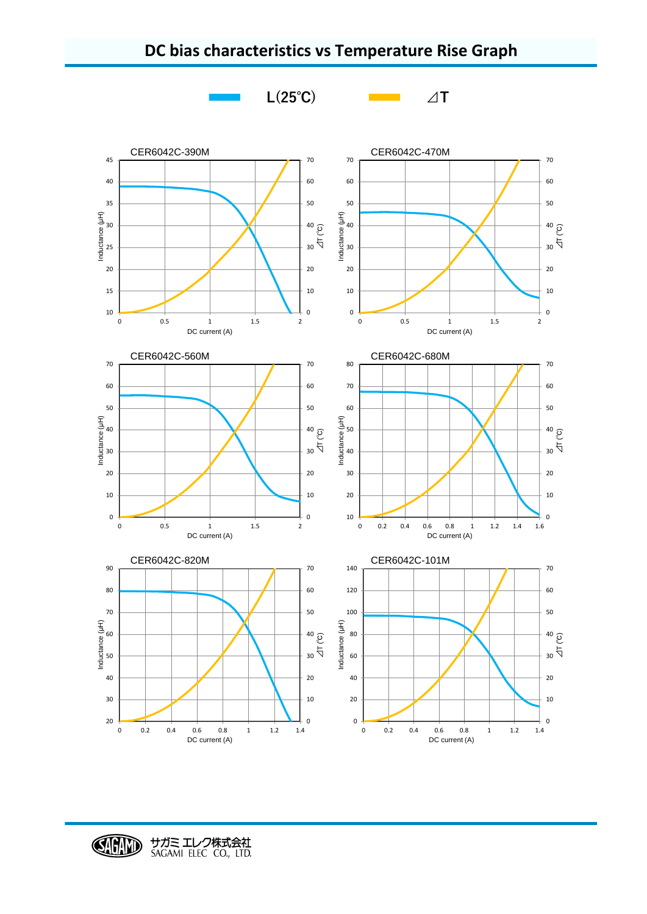# DC bias characteristics vs Temperature Rise Graph

L(25℃)　　⊿T

CER6042C-390M

Inductance (μH): 45, 40, 35, 30, 25, 20, 15, 10

⊿T (℃): 70, 60, 50, 40, 30, 20, 10, 0

DC current (A): 0, 0.5, 1, 1.5, 2

CER6042C-470M

Inductance (μH): 70, 60, 50, 40, 30, 20, 10, 0

⊿T (℃): 70, 60, 50, 40, 30, 20, 10, 0

DC current (A): 0, 0.5, 1, 1.5, 2

CER6042C-560M

Inductance (μH): 70, 60, 50, 40, 30, 20, 10, 0

⊿T (℃): 70, 60, 50, 40, 30, 20, 10, 0

DC current (A): 0, 0.5, 1, 1.5, 2

CER6042C-680M

Inductance (μH): 80, 70, 60, 50, 40, 30, 20, 10

⊿T (℃): 70, 60, 50, 40, 30, 20, 10, 0

DC current (A): 0, 0.2, 0.4, 0.6, 0.8, 1, 1.2, 1.4, 1.6

CER6042C-820M

Inductance (μH): 90, 80, 70, 60, 50, 40, 30, 20

⊿T (℃): 70, 60, 50, 40, 30, 20, 10, 0

DC current (A): 0, 0.2, 0.4, 0.6, 0.8, 1, 1.2, 1.4

CER6042C-101M

Inductance (μH): 140, 120, 100, 80, 60, 40, 20, 0

⊿T (℃): 70, 60, 50, 40, 30, 20, 10, 0

DC current (A): 0, 0.2, 0.4, 0.6, 0.8, 1, 1.2, 1.4

SAGAMI サガミ エレク株式会社 SAGAMI ELEC CO., LTD.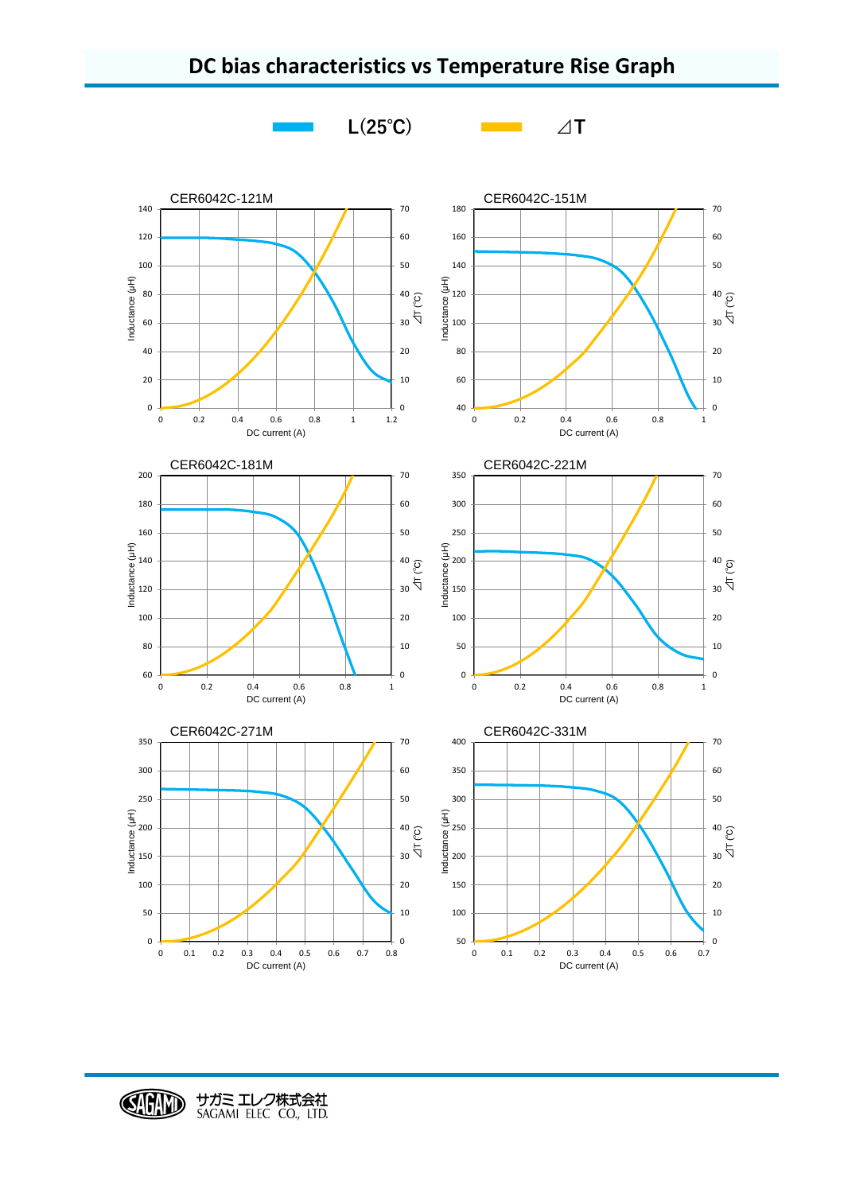# DC bias characteristics vs Temperature Rise Graph

L(25℃)　　⊿T

CER6042C-121M

Inductance (μH): 0, 20, 40, 60, 80, 100, 120, 140

⊿T (℃): 0, 10, 20, 30, 40, 50, 60, 70

DC current (A): 0, 0.2, 0.4, 0.6, 0.8, 1, 1.2

CER6042C-151M

Inductance (μH): 40, 60, 80, 100, 120, 140, 160, 180

⊿T (℃): 0, 10, 20, 30, 40, 50, 60, 70

DC current (A): 0, 0.2, 0.4, 0.6, 0.8, 1

CER6042C-181M

Inductance (μH): 60, 80, 100, 120, 140, 160, 180, 200

⊿T (℃): 0, 10, 20, 30, 40, 50, 60, 70

DC current (A): 0, 0.2, 0.4, 0.6, 0.8, 1

CER6042C-221M

Inductance (μH): 0, 50, 100, 150, 200, 250, 300, 350

⊿T (℃): 0, 10, 20, 30, 40, 50, 60, 70

DC current (A): 0, 0.2, 0.4, 0.6, 0.8, 1

CER6042C-271M

Inductance (μH): 0, 50, 100, 150, 200, 250, 300, 350

⊿T (℃): 0, 10, 20, 30, 40, 50, 60, 70

DC current (A): 0, 0.1, 0.2, 0.3, 0.4, 0.5, 0.6, 0.7, 0.8

CER6042C-331M

Inductance (μH): 50, 100, 150, 200, 250, 300, 350, 400

⊿T (℃): 0, 10, 20, 30, 40, 50, 60, 70

DC current (A): 0, 0.1, 0.2, 0.3, 0.4, 0.5, 0.6, 0.7

サガミ エレク株式会社
SAGAMI ELEC CO., LTD.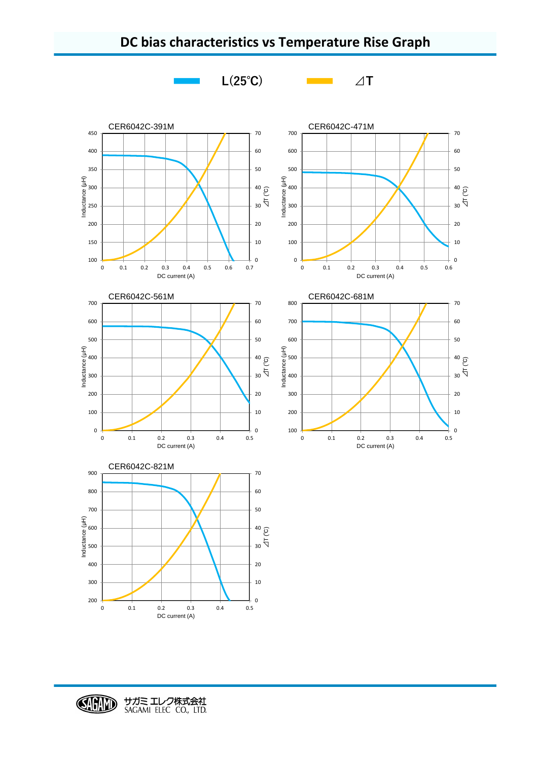# DC bias characteristics vs Temperature Rise Graph

L(25℃)　　⊿T

CER6042C-391M

Inductance (μH): 450, 400, 350, 300, 250, 200, 150, 100

⊿T (℃): 70, 60, 50, 40, 30, 20, 10, 0

DC current (A): 0, 0.1, 0.2, 0.3, 0.4, 0.5, 0.6, 0.7

CER6042C-471M

Inductance (μH): 700, 600, 500, 400, 300, 200, 100, 0

⊿T (℃): 70, 60, 50, 40, 30, 20, 10, 0

DC current (A): 0, 0.1, 0.2, 0.3, 0.4, 0.5, 0.6

CER6042C-561M

Inductance (μH): 700, 600, 500, 400, 300, 200, 100, 0

⊿T (℃): 70, 60, 50, 40, 30, 20, 10, 0

DC current (A): 0, 0.1, 0.2, 0.3, 0.4, 0.5

CER6042C-681M

Inductance (μH): 800, 700, 600, 500, 400, 300, 200, 100

⊿T (℃): 70, 60, 50, 40, 30, 20, 10, 0

DC current (A): 0, 0.1, 0.2, 0.3, 0.4, 0.5

CER6042C-821M

Inductance (μH): 900, 800, 700, 600, 500, 400, 300, 200

⊿T (℃): 70, 60, 50, 40, 30, 20, 10, 0

DC current (A): 0, 0.1, 0.2, 0.3, 0.4, 0.5

サガミエレク株式会社
SAGAMI ELEC CO., LTD.